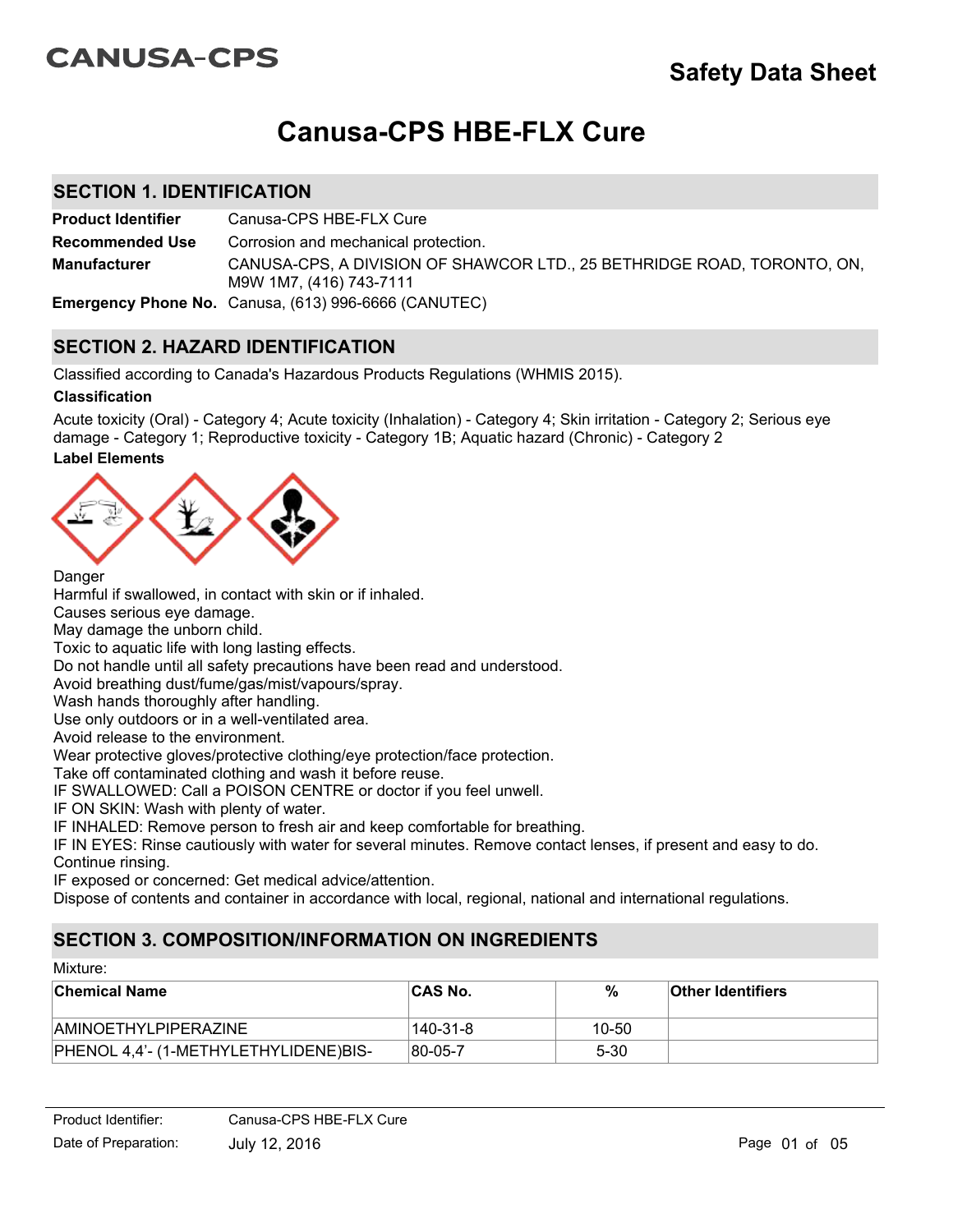CANUSA-CPS

# Safety Data Sheet

# Canusa-CPS HBE-FLX Cure

## SECTION 1. IDENTIFICATION

| | |
|---|---|
| **Product Identifier** | Canusa-CPS HBE-FLX Cure |
| **Recommended Use** | Corrosion and mechanical protection. |
| **Manufacturer** | CANUSA-CPS, A DIVISION OF SHAWCOR LTD., 25 BETHRIDGE ROAD, TORONTO, ON, M9W 1M7, (416) 743-7111 |
| **Emergency Phone No.** | Canusa, (613) 996-6666 (CANUTEC) |

## SECTION 2. HAZARD IDENTIFICATION

Classified according to Canada's Hazardous Products Regulations (WHMIS 2015).

### Classification

Acute toxicity (Oral) - Category 4; Acute toxicity (Inhalation) - Category 4; Skin irritation - Category 2; Serious eye damage - Category 1; Reproductive toxicity - Category 1B; Aquatic hazard (Chronic) - Category 2

### Label Elements

Danger
Harmful if swallowed, in contact with skin or if inhaled.
Causes serious eye damage.
May damage the unborn child.
Toxic to aquatic life with long lasting effects.
Do not handle until all safety precautions have been read and understood.
Avoid breathing dust/fume/gas/mist/vapours/spray.
Wash hands thoroughly after handling.
Use only outdoors or in a well-ventilated area.
Avoid release to the environment.
Wear protective gloves/protective clothing/eye protection/face protection.
Take off contaminated clothing and wash it before reuse.
IF SWALLOWED: Call a POISON CENTRE or doctor if you feel unwell.
IF ON SKIN: Wash with plenty of water.
IF INHALED: Remove person to fresh air and keep comfortable for breathing.
IF IN EYES: Rinse cautiously with water for several minutes. Remove contact lenses, if present and easy to do. Continue rinsing.
IF exposed or concerned: Get medical advice/attention.
Dispose of contents and container in accordance with local, regional, national and international regulations.

## SECTION 3. COMPOSITION/INFORMATION ON INGREDIENTS

Mixture:

| Chemical Name | CAS No. | % | Other Identifiers |
|---|---|---|---|
| AMINOETHYLPIPERAZINE | 140-31-8 | 10-50 | |
| PHENOL 4,4'- (1-METHYLETHYLIDENE)BIS- | 80-05-7 | 5-30 | |

Product Identifier: Canusa-CPS HBE-FLX Cure
Date of Preparation: July 12, 2016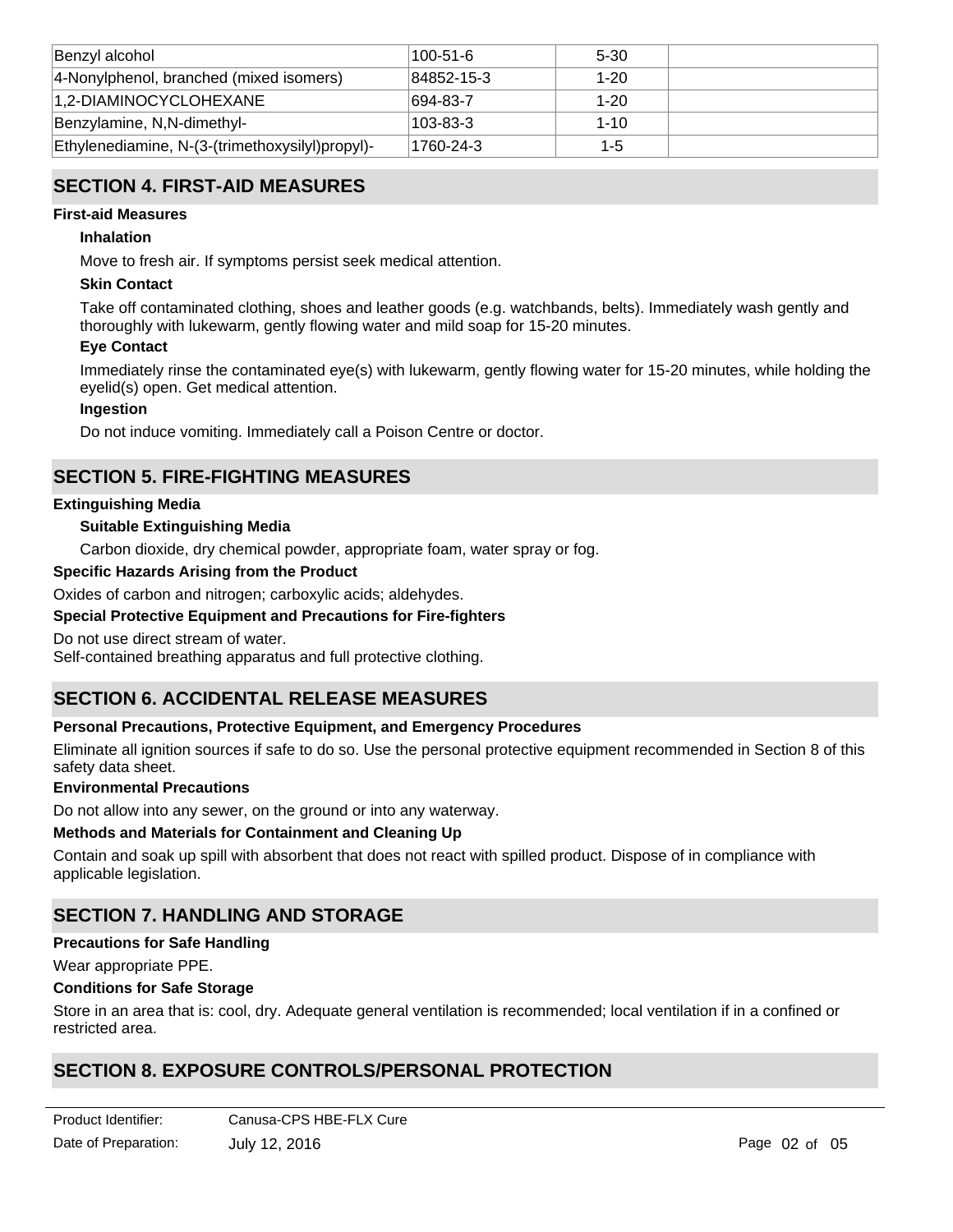| | | | |
|---|---|---|---|
| Benzyl alcohol | 100-51-6 | 5-30 | |
| 4-Nonylphenol, branched (mixed isomers) | 84852-15-3 | 1-20 | |
| 1,2-DIAMINOCYCLOHEXANE | 694-83-7 | 1-20 | |
| Benzylamine, N,N-dimethyl- | 103-83-3 | 1-10 | |
| Ethylenediamine, N-(3-(trimethoxysilyl)propyl)- | 1760-24-3 | 1-5 | |

## SECTION 4. FIRST-AID MEASURES

**First-aid Measures**

**Inhalation**

Move to fresh air. If symptoms persist seek medical attention.

**Skin Contact**

Take off contaminated clothing, shoes and leather goods (e.g. watchbands, belts). Immediately wash gently and thoroughly with lukewarm, gently flowing water and mild soap for 15-20 minutes.

**Eye Contact**

Immediately rinse the contaminated eye(s) with lukewarm, gently flowing water for 15-20 minutes, while holding the eyelid(s) open. Get medical attention.

**Ingestion**

Do not induce vomiting. Immediately call a Poison Centre or doctor.

## SECTION 5. FIRE-FIGHTING MEASURES

**Extinguishing Media**

**Suitable Extinguishing Media**

Carbon dioxide, dry chemical powder, appropriate foam, water spray or fog.

**Specific Hazards Arising from the Product**

Oxides of carbon and nitrogen; carboxylic acids; aldehydes.

**Special Protective Equipment and Precautions for Fire-fighters**

Do not use direct stream of water.
Self-contained breathing apparatus and full protective clothing.

## SECTION 6. ACCIDENTAL RELEASE MEASURES

**Personal Precautions, Protective Equipment, and Emergency Procedures**

Eliminate all ignition sources if safe to do so. Use the personal protective equipment recommended in Section 8 of this safety data sheet.

**Environmental Precautions**

Do not allow into any sewer, on the ground or into any waterway.

**Methods and Materials for Containment and Cleaning Up**

Contain and soak up spill with absorbent that does not react with spilled product. Dispose of in compliance with applicable legislation.

## SECTION 7. HANDLING AND STORAGE

**Precautions for Safe Handling**

Wear appropriate PPE.

**Conditions for Safe Storage**

Store in an area that is: cool, dry. Adequate general ventilation is recommended; local ventilation if in a confined or restricted area.

## SECTION 8. EXPOSURE CONTROLS/PERSONAL PROTECTION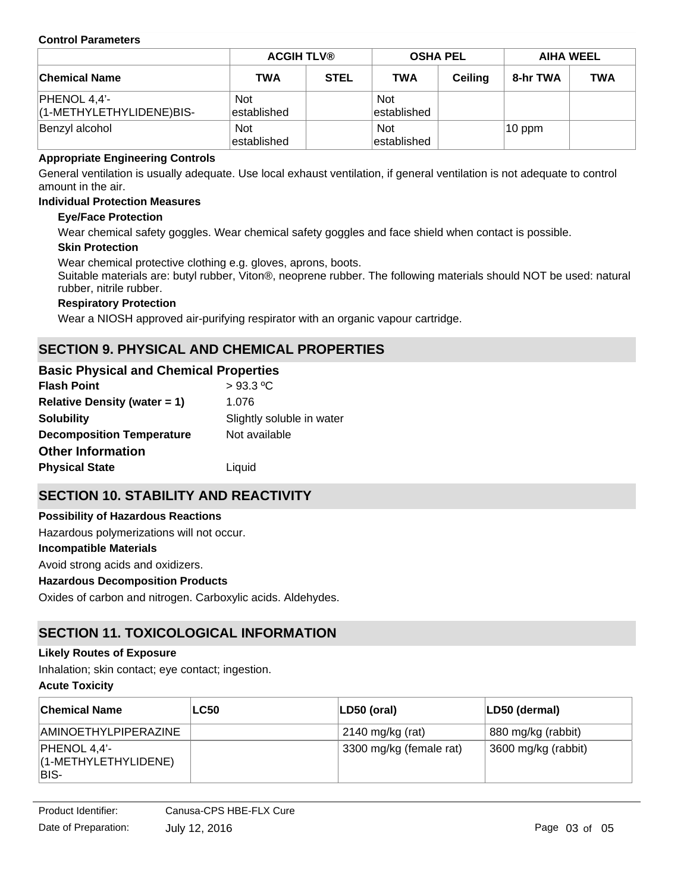**Control Parameters**

| | ACGIH TLV® | | OSHA PEL | | AIHA WEEL | |
|---|---|---|---|---|---|---|
| **Chemical Name** | **TWA** | **STEL** | **TWA** | **Ceiling** | **8-hr TWA** | **TWA** |
| PHENOL 4,4'-(1-METHYLETHYLIDENE)BIS- | Not established | | Not established | | | |
| Benzyl alcohol | Not established | | Not established | | 10 ppm | |

**Appropriate Engineering Controls**

General ventilation is usually adequate. Use local exhaust ventilation, if general ventilation is not adequate to control amount in the air.

**Individual Protection Measures**

**Eye/Face Protection**

Wear chemical safety goggles. Wear chemical safety goggles and face shield when contact is possible.

**Skin Protection**

Wear chemical protective clothing e.g. gloves, aprons, boots.
Suitable materials are: butyl rubber, Viton®, neoprene rubber. The following materials should NOT be used: natural rubber, nitrile rubber.

**Respiratory Protection**

Wear a NIOSH approved air-purifying respirator with an organic vapour cartridge.

## SECTION 9. PHYSICAL AND CHEMICAL PROPERTIES

### Basic Physical and Chemical Properties

**Flash Point** > 93.3 ºC

**Relative Density (water = 1)** 1.076

**Solubility** Slightly soluble in water

**Decomposition Temperature** Not available

### Other Information

**Physical State** Liquid

## SECTION 10. STABILITY AND REACTIVITY

**Possibility of Hazardous Reactions**

Hazardous polymerizations will not occur.

**Incompatible Materials**

Avoid strong acids and oxidizers.

**Hazardous Decomposition Products**

Oxides of carbon and nitrogen. Carboxylic acids. Aldehydes.

## SECTION 11. TOXICOLOGICAL INFORMATION

**Likely Routes of Exposure**

Inhalation; skin contact; eye contact; ingestion.

**Acute Toxicity**

| Chemical Name | LC50 | LD50 (oral) | LD50 (dermal) |
|---|---|---|---|
| AMINOETHYLPIPERAZINE | | 2140 mg/kg (rat) | 880 mg/kg (rabbit) |
| PHENOL 4,4'-(1-METHYLETHYLIDENE) BIS- | | 3300 mg/kg (female rat) | 3600 mg/kg (rabbit) |

Product Identifier: Canusa-CPS HBE-FLX Cure

Date of Preparation: July 12, 2016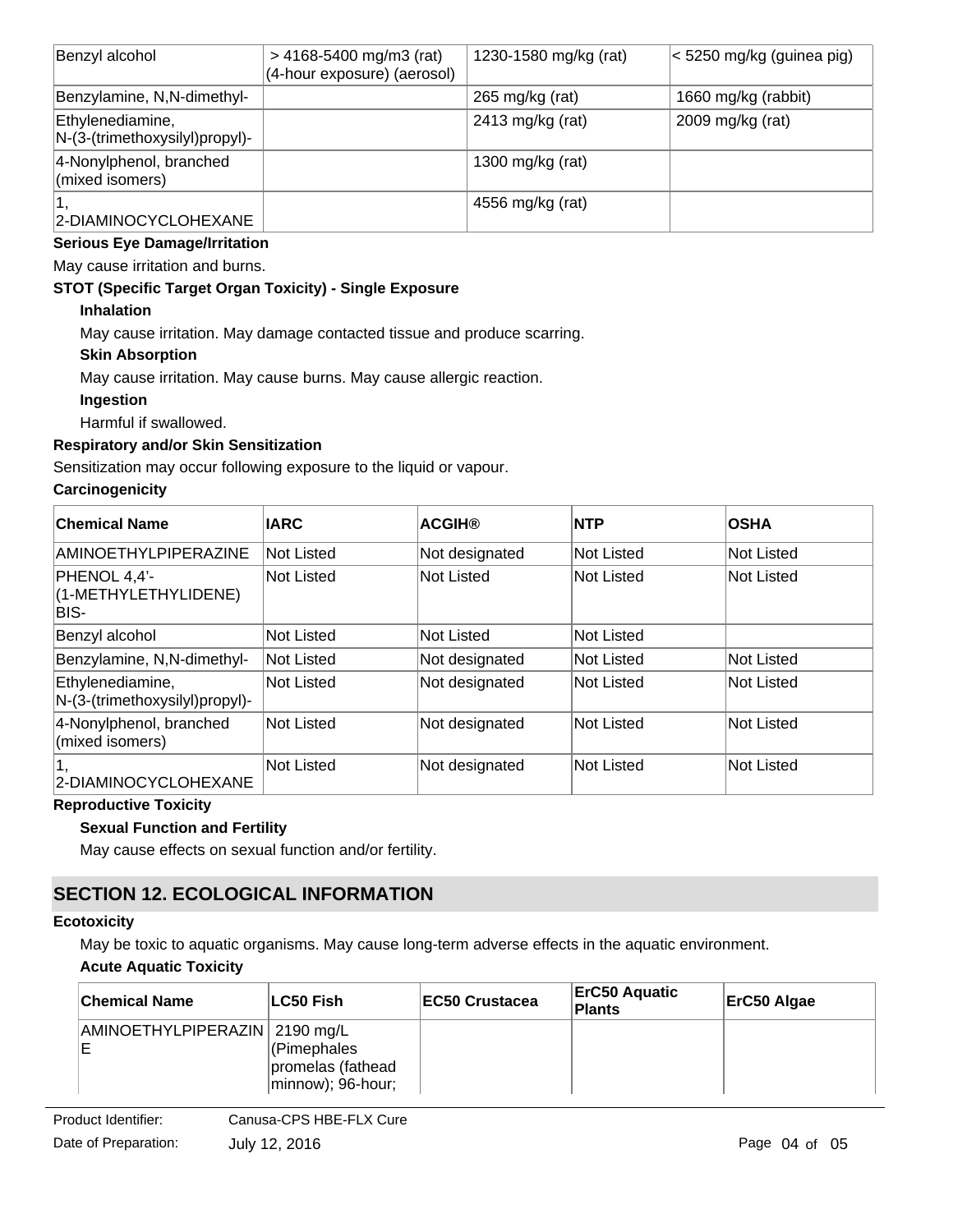| Benzyl alcohol | > 4168-5400 mg/m3 (rat) (4-hour exposure) (aerosol) | 1230-1580 mg/kg (rat) | < 5250 mg/kg (guinea pig) |
|---|---|---|---|
| Benzylamine, N,N-dimethyl- | | 265 mg/kg (rat) | 1660 mg/kg (rabbit) |
| Ethylenediamine, N-(3-(trimethoxysilyl)propyl)- | | 2413 mg/kg (rat) | 2009 mg/kg (rat) |
| 4-Nonylphenol, branched (mixed isomers) | | 1300 mg/kg (rat) | |
| 1, 2-DIAMINOCYCLOHEXANE | | 4556 mg/kg (rat) | |

**Serious Eye Damage/Irritation**

May cause irritation and burns.

**STOT (Specific Target Organ Toxicity) - Single Exposure**

**Inhalation**

May cause irritation. May damage contacted tissue and produce scarring.

**Skin Absorption**

May cause irritation. May cause burns. May cause allergic reaction.

**Ingestion**

Harmful if swallowed.

**Respiratory and/or Skin Sensitization**

Sensitization may occur following exposure to the liquid or vapour.

**Carcinogenicity**

| Chemical Name | IARC | ACGIH® | NTP | OSHA |
|---|---|---|---|---|
| AMINOETHYLPIPERAZINE | Not Listed | Not designated | Not Listed | Not Listed |
| PHENOL 4,4'-(1-METHYLETHYLIDENE) BIS- | Not Listed | Not Listed | Not Listed | Not Listed |
| Benzyl alcohol | Not Listed | Not Listed | Not Listed | |
| Benzylamine, N,N-dimethyl- | Not Listed | Not designated | Not Listed | Not Listed |
| Ethylenediamine, N-(3-(trimethoxysilyl)propyl)- | Not Listed | Not designated | Not Listed | Not Listed |
| 4-Nonylphenol, branched (mixed isomers) | Not Listed | Not designated | Not Listed | Not Listed |
| 1, 2-DIAMINOCYCLOHEXANE | Not Listed | Not designated | Not Listed | Not Listed |

**Reproductive Toxicity**

**Sexual Function and Fertility**

May cause effects on sexual function and/or fertility.

## SECTION 12. ECOLOGICAL INFORMATION

**Ecotoxicity**

May be toxic to aquatic organisms. May cause long-term adverse effects in the aquatic environment.

**Acute Aquatic Toxicity**

| Chemical Name | LC50 Fish | EC50 Crustacea | ErC50 Aquatic Plants | ErC50 Algae |
|---|---|---|---|---|
| AMINOETHYLPIPERAZINE | 2190 mg/L (Pimephales promelas (fathead minnow); 96-hour; | | | |

Product Identifier: Canusa-CPS HBE-FLX Cure

Date of Preparation: July 12, 2016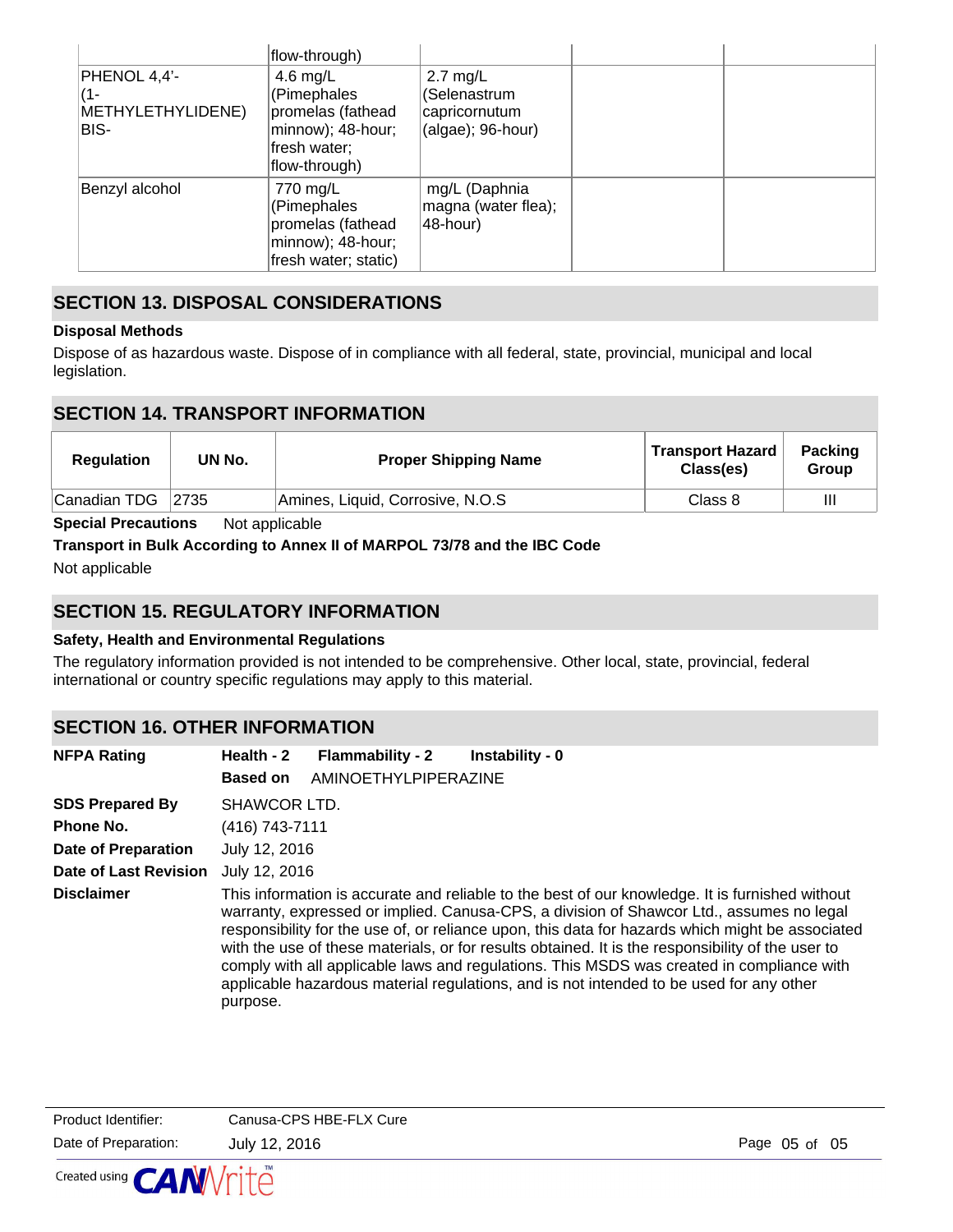| | | | | |
|---|---|---|---|---|
| | flow-through) | | | |
| PHENOL 4,4'-(1-METHYLETHYLIDENE) BIS- | 4.6 mg/L (Pimephales promelas (fathead minnow); 48-hour; fresh water; flow-through) | 2.7 mg/L (Selenastrum capricornutum (algae); 96-hour) | | |
| Benzyl alcohol | 770 mg/L (Pimephales promelas (fathead minnow); 48-hour; fresh water; static) | mg/L (Daphnia magna (water flea); 48-hour) | | |

## SECTION 13. DISPOSAL CONSIDERATIONS

**Disposal Methods**

Dispose of as hazardous waste. Dispose of in compliance with all federal, state, provincial, municipal and local legislation.

## SECTION 14. TRANSPORT INFORMATION

| Regulation | UN No. | Proper Shipping Name | Transport Hazard Class(es) | Packing Group |
|---|---|---|---|---|
| Canadian TDG | 2735 | Amines, Liquid, Corrosive, N.O.S | Class 8 | III |

**Special Precautions** Not applicable

**Transport in Bulk According to Annex II of MARPOL 73/78 and the IBC Code**

Not applicable

## SECTION 15. REGULATORY INFORMATION

**Safety, Health and Environmental Regulations**

The regulatory information provided is not intended to be comprehensive. Other local, state, provincial, federal international or country specific regulations may apply to this material.

## SECTION 16. OTHER INFORMATION

**NFPA Rating** **Health - 2** **Flammability - 2** **Instability - 0**

**Based on** AMINOETHYLPIPERAZINE

**SDS Prepared By** SHAWCOR LTD.

**Phone No.** (416) 743-7111

**Date of Preparation** July 12, 2016

**Date of Last Revision** July 12, 2016

**Disclaimer** This information is accurate and reliable to the best of our knowledge. It is furnished without warranty, expressed or implied. Canusa-CPS, a division of Shawcor Ltd., assumes no legal responsibility for the use of, or reliance upon, this data for hazards which might be associated with the use of these materials, or for results obtained. It is the responsibility of the user to comply with all applicable laws and regulations. This MSDS was created in compliance with applicable hazardous material regulations, and is not intended to be used for any other purpose.